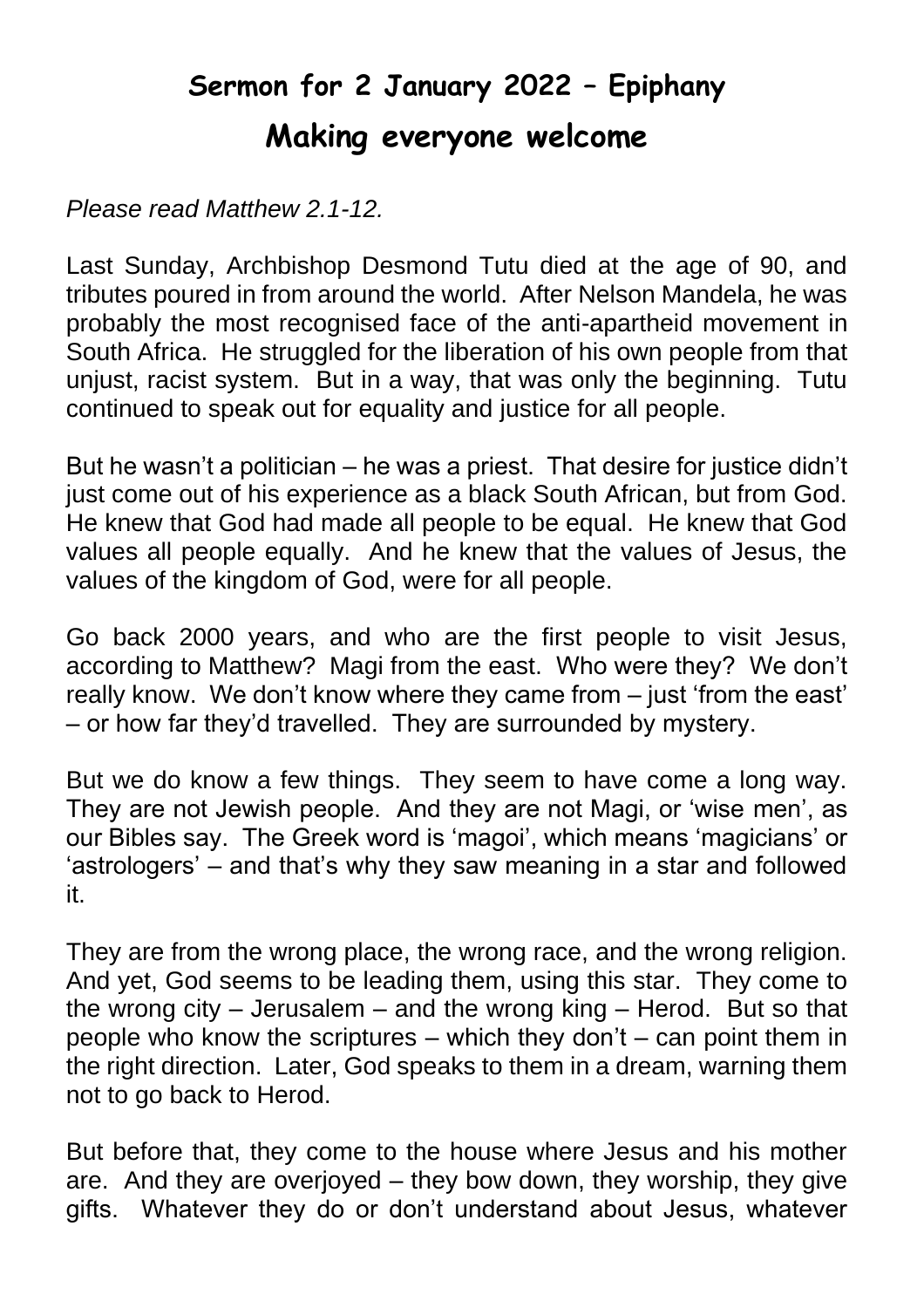# Sermon for 2 January 2022 – Epiphany

## Making everyone welcome

*Please read Matthew 2.1-12.*

Last Sunday, Archbishop Desmond Tutu died at the age of 90, and tributes poured in from around the world. After Nelson Mandela, he was probably the most recognised face of the anti-apartheid movement in South Africa. He struggled for the liberation of his own people from that unjust, racist system. But in a way, that was only the beginning. Tutu continued to speak out for equality and justice for all people.

But he wasn't a politician – he was a priest. That desire for justice didn't just come out of his experience as a black South African, but from God. He knew that God had made all people to be equal. He knew that God values all people equally. And he knew that the values of Jesus, the values of the kingdom of God, were for all people.

Go back 2000 years, and who are the first people to visit Jesus, according to Matthew? Magi from the east. Who were they? We don't really know. We don't know where they came from – just 'from the east' – or how far they'd travelled. They are surrounded by mystery.

But we do know a few things. They seem to have come a long way. They are not Jewish people. And they are not Magi, or 'wise men', as our Bibles say. The Greek word is 'magoi', which means 'magicians' or 'astrologers' – and that's why they saw meaning in a star and followed it.

They are from the wrong place, the wrong race, and the wrong religion. And yet, God seems to be leading them, using this star. They come to the wrong city – Jerusalem – and the wrong king – Herod. But so that people who know the scriptures – which they don't – can point them in the right direction. Later, God speaks to them in a dream, warning them not to go back to Herod.

But before that, they come to the house where Jesus and his mother are. And they are overjoyed – they bow down, they worship, they give gifts. Whatever they do or don't understand about Jesus, whatever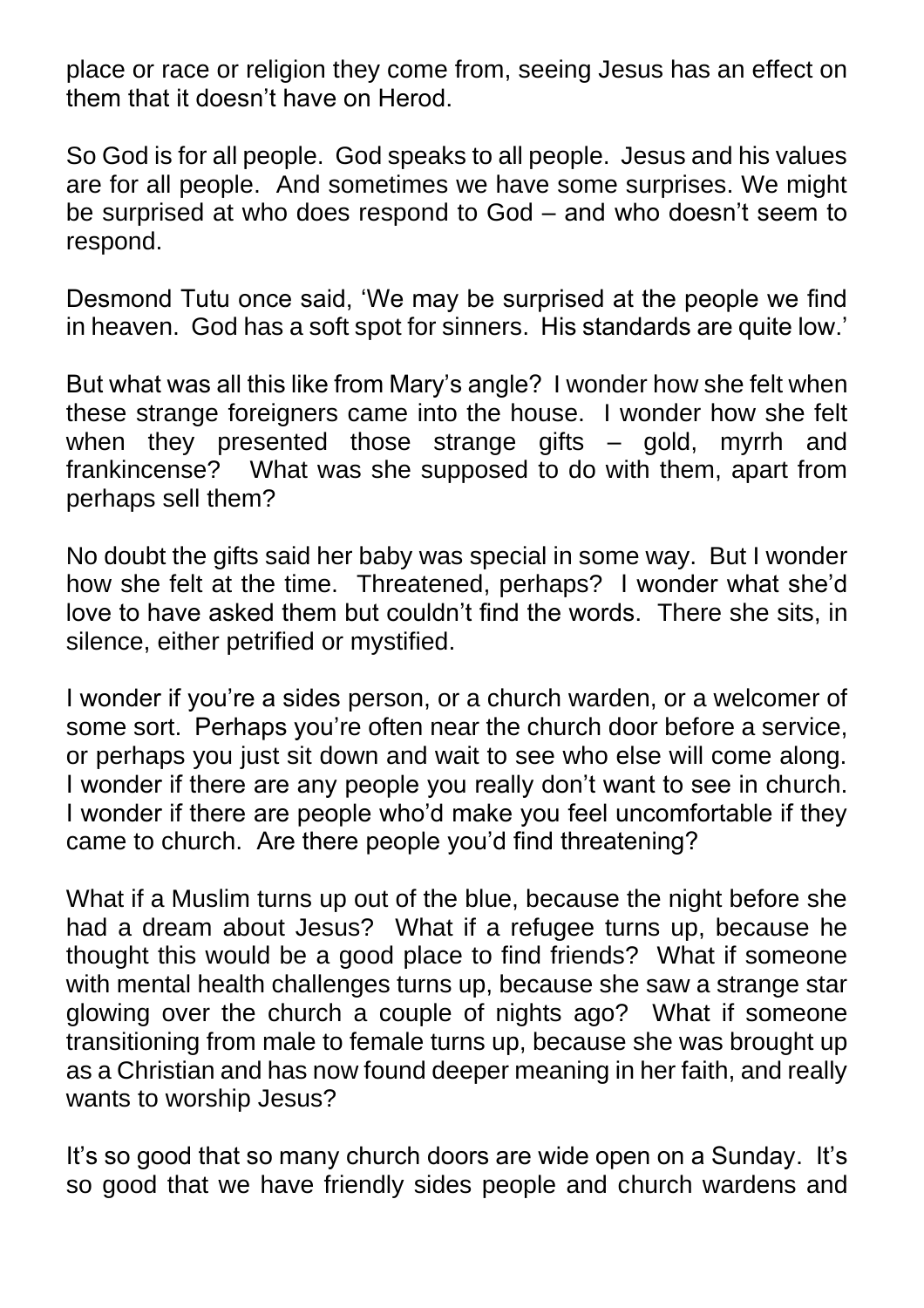place or race or religion they come from, seeing Jesus has an effect on them that it doesn't have on Herod.

So God is for all people. God speaks to all people. Jesus and his values are for all people. And sometimes we have some surprises. We might be surprised at who does respond to God – and who doesn't seem to respond.

Desmond Tutu once said, 'We may be surprised at the people we find in heaven. God has a soft spot for sinners. His standards are quite low.'

But what was all this like from Mary's angle? I wonder how she felt when these strange foreigners came into the house. I wonder how she felt when they presented those strange gifts – gold, myrrh and frankincense? What was she supposed to do with them, apart from perhaps sell them?

No doubt the gifts said her baby was special in some way. But I wonder how she felt at the time. Threatened, perhaps? I wonder what she'd love to have asked them but couldn't find the words. There she sits, in silence, either petrified or mystified.

I wonder if you're a sides person, or a church warden, or a welcomer of some sort. Perhaps you're often near the church door before a service, or perhaps you just sit down and wait to see who else will come along. I wonder if there are any people you really don't want to see in church. I wonder if there are people who'd make you feel uncomfortable if they came to church. Are there people you'd find threatening?

What if a Muslim turns up out of the blue, because the night before she had a dream about Jesus? What if a refugee turns up, because he thought this would be a good place to find friends? What if someone with mental health challenges turns up, because she saw a strange star glowing over the church a couple of nights ago? What if someone transitioning from male to female turns up, because she was brought up as a Christian and has now found deeper meaning in her faith, and really wants to worship Jesus?

It's so good that so many church doors are wide open on a Sunday. It's so good that we have friendly sides people and church wardens and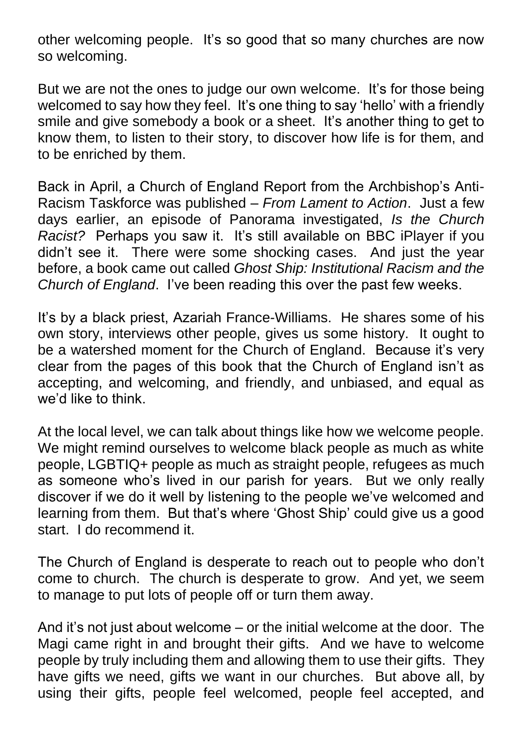other welcoming people. It's so good that so many churches are now so welcoming.

But we are not the ones to judge our own welcome. It's for those being welcomed to say how they feel. It's one thing to say 'hello' with a friendly smile and give somebody a book or a sheet. It's another thing to get to know them, to listen to their story, to discover how life is for them, and to be enriched by them.

Back in April, a Church of England Report from the Archbishop's Anti-Racism Taskforce was published – *From Lament to Action*. Just a few days earlier, an episode of Panorama investigated, *Is the Church Racist?* Perhaps you saw it. It's still available on BBC iPlayer if you didn't see it. There were some shocking cases. And just the year before, a book came out called *Ghost Ship: Institutional Racism and the Church of England*. I've been reading this over the past few weeks.

It's by a black priest, Azariah France-Williams. He shares some of his own story, interviews other people, gives us some history. It ought to be a watershed moment for the Church of England. Because it's very clear from the pages of this book that the Church of England isn't as accepting, and welcoming, and friendly, and unbiased, and equal as we'd like to think.

At the local level, we can talk about things like how we welcome people. We might remind ourselves to welcome black people as much as white people, LGBTIQ+ people as much as straight people, refugees as much as someone who's lived in our parish for years. But we only really discover if we do it well by listening to the people we've welcomed and learning from them. But that's where 'Ghost Ship' could give us a good start. I do recommend it.

The Church of England is desperate to reach out to people who don't come to church. The church is desperate to grow. And yet, we seem to manage to put lots of people off or turn them away.

And it's not just about welcome – or the initial welcome at the door. The Magi came right in and brought their gifts. And we have to welcome people by truly including them and allowing them to use their gifts. They have gifts we need, gifts we want in our churches. But above all, by using their gifts, people feel welcomed, people feel accepted, and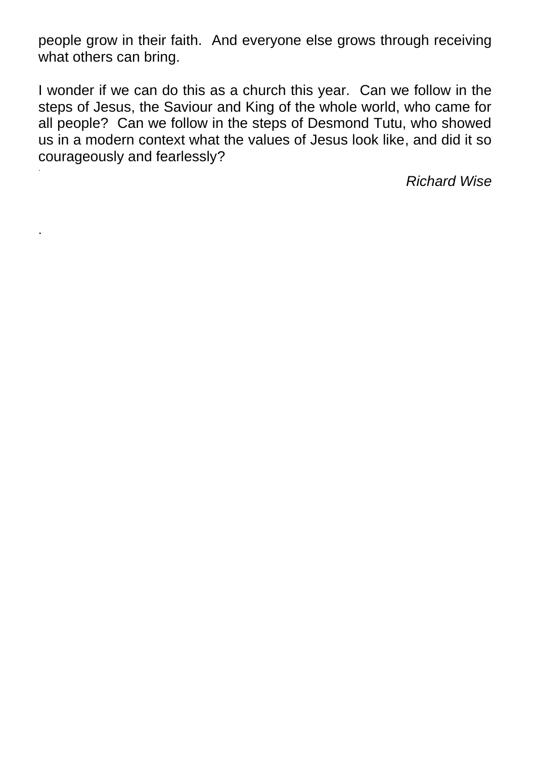people grow in their faith. And everyone else grows through receiving what others can bring.

I wonder if we can do this as a church this year. Can we follow in the steps of Jesus, the Saviour and King of the whole world, who came for all people? Can we follow in the steps of Desmond Tutu, who showed us in a modern context what the values of Jesus look like, and did it so courageously and fearlessly?

*Richard Wise*